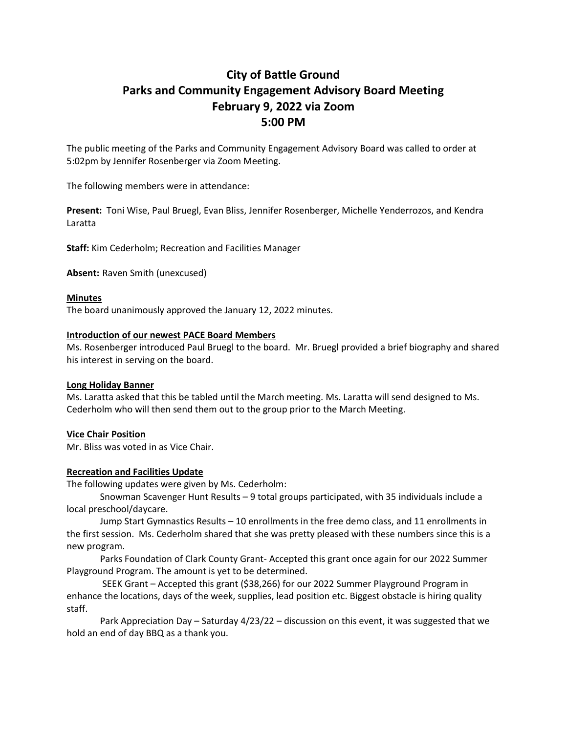# City of Battle Ground
# Parks and Community Engagement Advisory Board Meeting
# February 9, 2022 via Zoom
# 5:00 PM

The public meeting of the Parks and Community Engagement Advisory Board was called to order at 5:02pm by Jennifer Rosenberger via Zoom Meeting.

The following members were in attendance:

**Present:** Toni Wise, Paul Bruegl, Evan Bliss, Jennifer Rosenberger, Michelle Yenderrozos, and Kendra Laratta

**Staff:** Kim Cederholm; Recreation and Facilities Manager

**Absent:** Raven Smith (unexcused)

**Minutes**

The board unanimously approved the January 12, 2022 minutes.

**Introduction of our newest PACE Board Members**

Ms. Rosenberger introduced Paul Bruegl to the board. Mr. Bruegl provided a brief biography and shared his interest in serving on the board.

**Long Holiday Banner**

Ms. Laratta asked that this be tabled until the March meeting. Ms. Laratta will send designed to Ms. Cederholm who will then send them out to the group prior to the March Meeting.

**Vice Chair Position**

Mr. Bliss was voted in as Vice Chair.

**Recreation and Facilities Update**

The following updates were given by Ms. Cederholm:

Snowman Scavenger Hunt Results – 9 total groups participated, with 35 individuals include a local preschool/daycare.

Jump Start Gymnastics Results – 10 enrollments in the free demo class, and 11 enrollments in the first session. Ms. Cederholm shared that she was pretty pleased with these numbers since this is a new program.

Parks Foundation of Clark County Grant- Accepted this grant once again for our 2022 Summer Playground Program. The amount is yet to be determined.

SEEK Grant – Accepted this grant ($38,266) for our 2022 Summer Playground Program in enhance the locations, days of the week, supplies, lead position etc. Biggest obstacle is hiring quality staff.

Park Appreciation Day – Saturday 4/23/22 – discussion on this event, it was suggested that we hold an end of day BBQ as a thank you.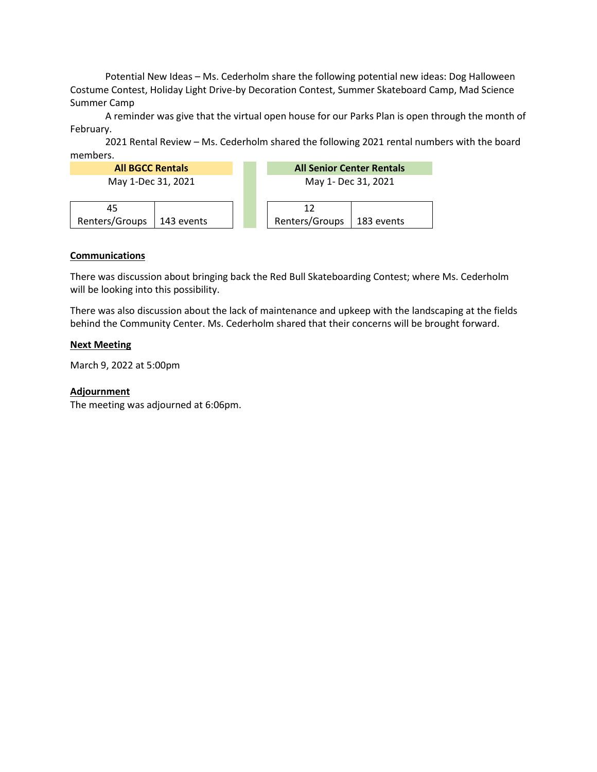Potential New Ideas – Ms. Cederholm share the following potential new ideas: Dog Halloween Costume Contest, Holiday Light Drive-by Decoration Contest, Summer Skateboard Camp, Mad Science Summer Camp

A reminder was give that the virtual open house for our Parks Plan is open through the month of February.

2021 Rental Review – Ms. Cederholm shared the following 2021 rental numbers with the board members.

| **All BGCC Rentals** | | **All Senior Center Rentals** | |
|---|---|---|---|
| May 1-Dec 31, 2021 | | May 1- Dec 31, 2021 | |
| 45 Renters/Groups | 143 events | 12 Renters/Groups | 183 events |

**Communications**

There was discussion about bringing back the Red Bull Skateboarding Contest; where Ms. Cederholm will be looking into this possibility.

There was also discussion about the lack of maintenance and upkeep with the landscaping at the fields behind the Community Center. Ms. Cederholm shared that their concerns will be brought forward.

**Next Meeting**

March 9, 2022 at 5:00pm

**Adjournment**

The meeting was adjourned at 6:06pm.